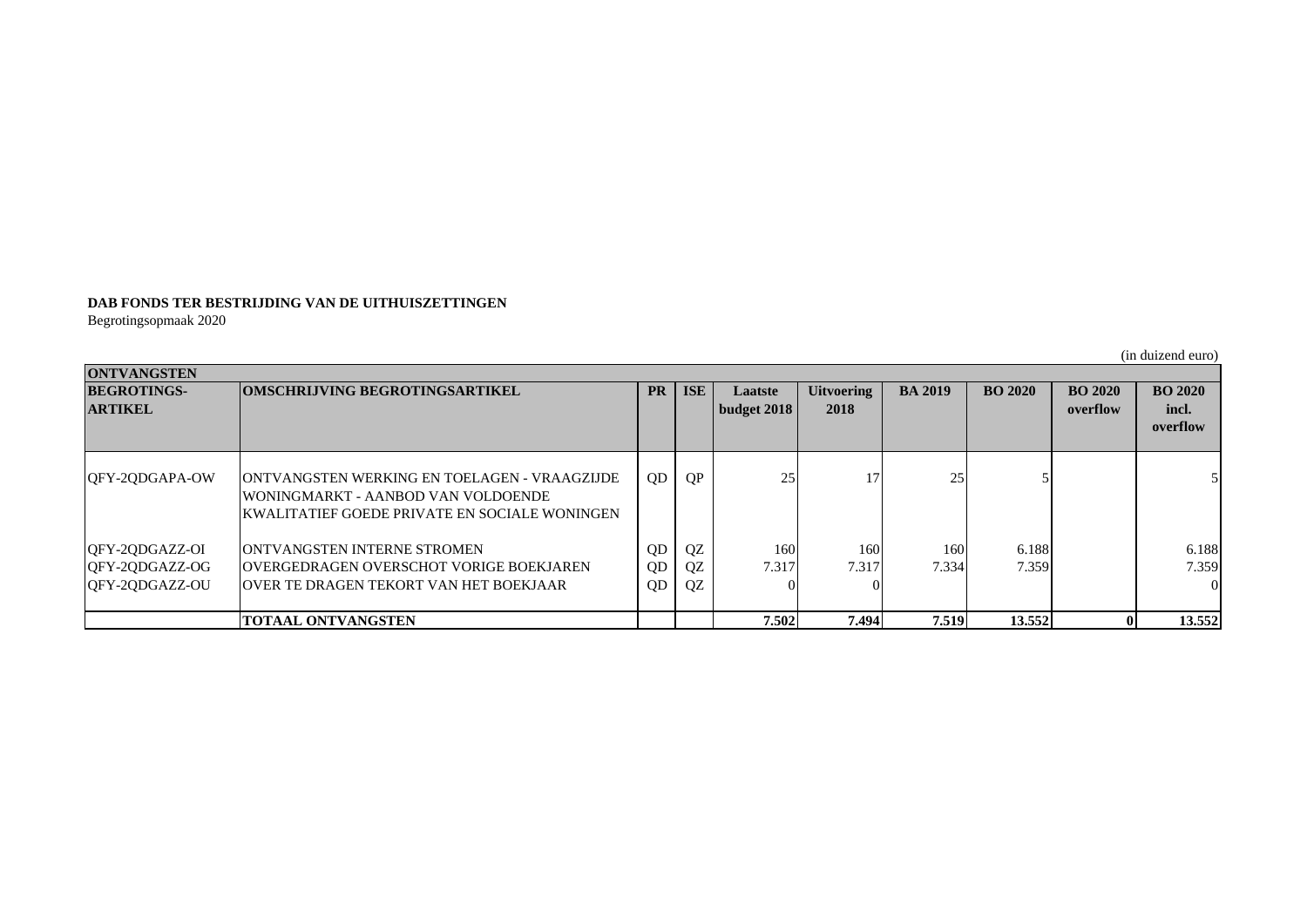**DAB FONDS TER BESTRIJDING VAN DE UITHUISZETTINGEN**
Begrotingsopmaak 2020

(in duizend euro)

| ONTVANGSTEN | | | | | | | | | | |
|---|---|---|---|---|---|---|---|---|---|---|
| **BEGROTINGS-ARTIKEL** | **OMSCHRIJVING BEGROTINGSARTIKEL** | **PR** | **ISE** | **Laatste budget 2018** | **Uitvoering 2018** | **BA 2019** | **BO 2020** | **BO 2020 overflow** | **BO 2020 incl. overflow** |
| QFY-2QDGAPA-OW | ONTVANGSTEN WERKING EN TOELAGEN - VRAAGZIJDE WONINGMARKT - AANBOD VAN VOLDOENDE KWALITATIEF GOEDE PRIVATE EN SOCIALE WONINGEN | QD | QP | 25 | 17 | 25 | 5 | | 5 |
| QFY-2QDGAZZ-OI | ONTVANGSTEN INTERNE STROMEN | QD | QZ | 160 | 160 | 160 | 6.188 | | 6.188 |
| QFY-2QDGAZZ-OG | OVERGEDRAGEN OVERSCHOT VORIGE BOEKJAREN | QD | QZ | 7.317 | 7.317 | 7.334 | 7.359 | | 7.359 |
| QFY-2QDGAZZ-OU | OVER TE DRAGEN TEKORT VAN HET BOEKJAAR | QD | QZ | 0 | 0 | | | | 0 |
| | **TOTAAL ONTVANGSTEN** | | | **7.502** | **7.494** | **7.519** | **13.552** | **0** | **13.552** |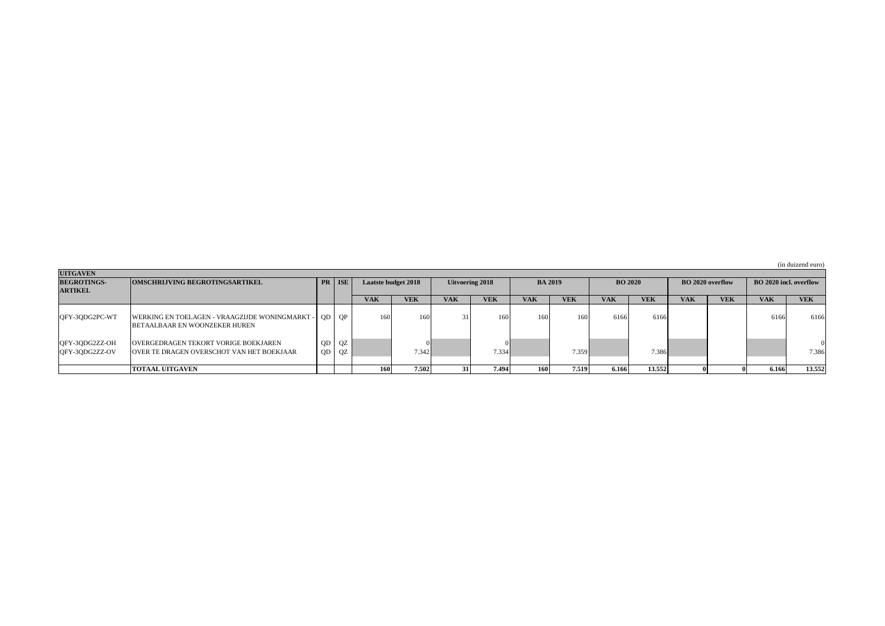(in duizend euro)

| UITGAVEN | | | | | | | | | | | | | | | |
|---|---|---|---|---|---|---|---|---|---|---|---|---|---|---|---|
| **BEGROTINGS-ARTIKEL** | **OMSCHRIJVING BEGROTINGSARTIKEL** | **PR** | **ISE** | **Laatste budget 2018** | | **Uitvoering 2018** | | **BA 2019** | | **BO 2020** | | **BO 2020 overflow** | | **BO 2020 incl. overflow** | |
| | | | | **VAK** | **VEK** | **VAK** | **VEK** | **VAK** | **VEK** | **VAK** | **VEK** | **VAK** | **VEK** | **VAK** | **VEK** |
| QFY-3QDG2PC-WT | WERKING EN TOELAGEN - VRAAGZIJDE WONINGMARKT - BETAALBAAR EN WOONZEKER HUREN | QD | QP | 160 | 160 | 31 | 160 | 160 | 160 | 6166 | 6166 | | | 6166 | 6166 |
| QFY-3QDG2ZZ-OH | OVERGEDRAGEN TEKORT VORIGE BOEKJAREN | QD | QZ | | 0 | | 0 | | | | | | | | 0 |
| QFY-3QDG2ZZ-OV | OVER TE DRAGEN OVERSCHOT VAN HET BOEKJAAR | QD | QZ | | 7.342 | | 7.334 | | 7.359 | | 7.386 | | | | 7.386 |
| | **TOTAAL UITGAVEN** | | | **160** | **7.502** | **31** | **7.494** | **160** | **7.519** | **6.166** | **13.552** | **0** | **0** | **6.166** | **13.552** |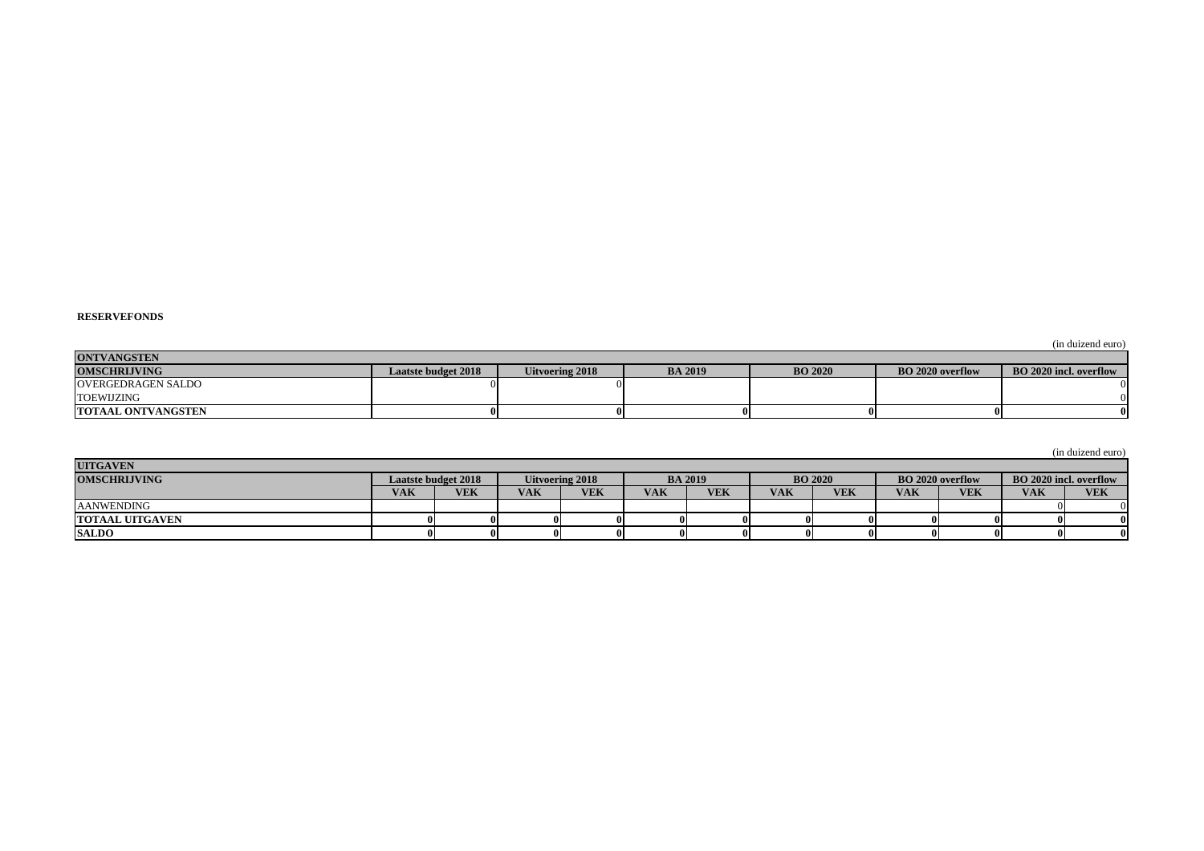**RESERVEFONDS**

(in duizend euro)

| ONTVANGSTEN | | | | | | |
|---|---|---|---|---|---|---|
| **OMSCHRIJVING** | **Laatste budget 2018** | **Uitvoering 2018** | **BA 2019** | **BO 2020** | **BO 2020 overflow** | **BO 2020 incl. overflow** |
| OVERGEDRAGEN SALDO | 0 | 0 | | | | 0 |
| TOEWIJZING | | | | | | 0 |
| **TOTAAL ONTVANGSTEN** | **0** | **0** | **0** | **0** | **0** | **0** |

(in duizend euro)

| UITGAVEN | | | | | | | | | | | | |
|---|---|---|---|---|---|---|---|---|---|---|---|---|
| **OMSCHRIJVING** | **Laatste budget 2018** | | **Uitvoering 2018** | | **BA 2019** | | **BO 2020** | | **BO 2020 overflow** | | **BO 2020 incl. overflow** | |
| | **VAK** | **VEK** | **VAK** | **VEK** | **VAK** | **VEK** | **VAK** | **VEK** | **VAK** | **VEK** | **VAK** | **VEK** |
| AANWENDING | | | | | | | | | | | 0 | 0 |
| **TOTAAL UITGAVEN** | **0** | **0** | **0** | **0** | **0** | **0** | **0** | **0** | **0** | **0** | **0** | **0** |
| **SALDO** | **0** | **0** | **0** | **0** | **0** | **0** | **0** | **0** | **0** | **0** | **0** | **0** |